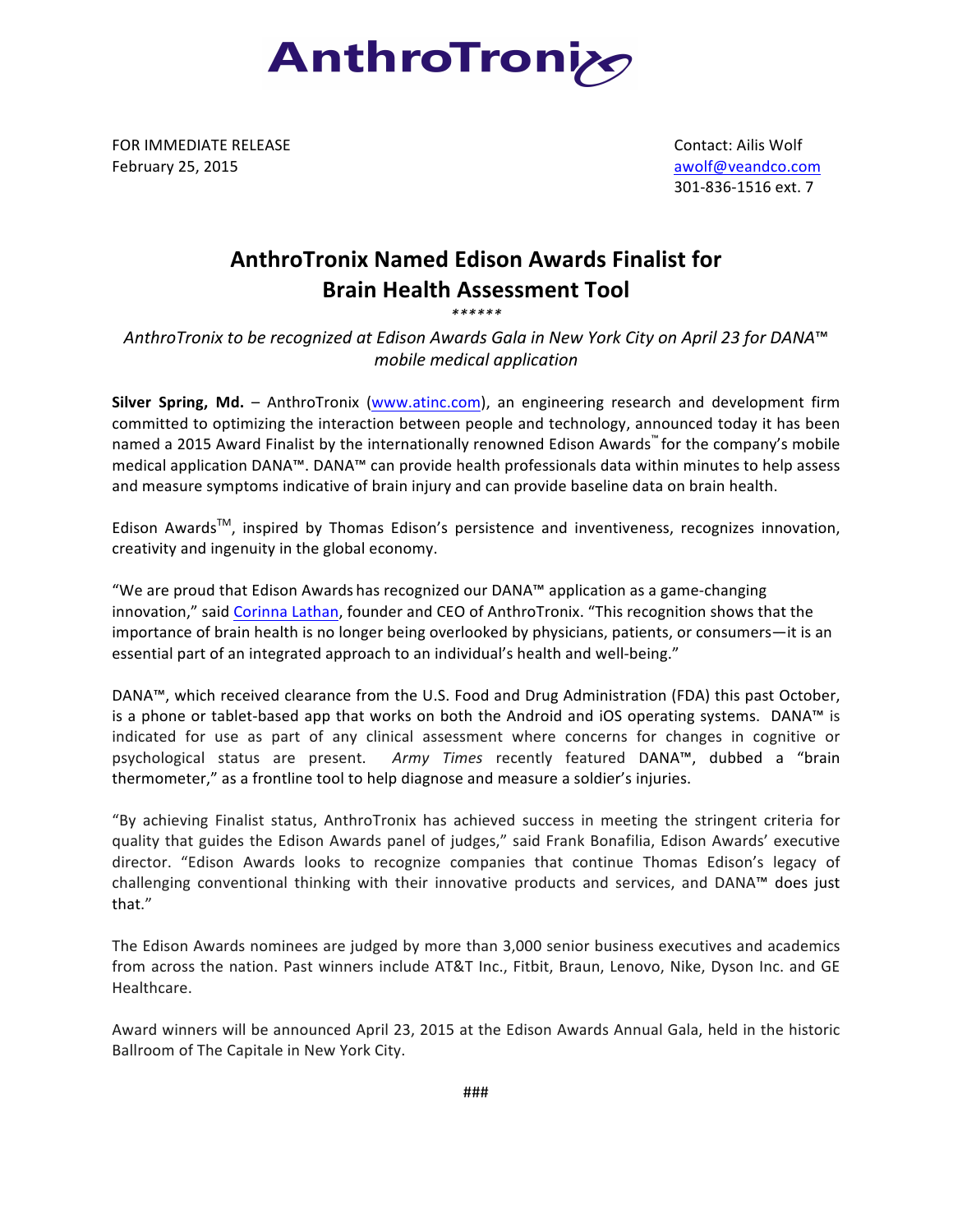AnthroTronix

FOR IMMEDIATE RELEASE
February 25, 2015

Contact: Ailis Wolf
awolf@veandco.com
301-836-1516 ext. 7

# AnthroTronix Named Edison Awards Finalist for Brain Health Assessment Tool

******

*AnthroTronix to be recognized at Edison Awards Gala in New York City on April 23 for DANA™ mobile medical application*

**Silver Spring, Md.** – AnthroTronix (www.atinc.com), an engineering research and development firm committed to optimizing the interaction between people and technology, announced today it has been named a 2015 Award Finalist by the internationally renowned Edison Awards™ for the company's mobile medical application DANA™. DANA™ can provide health professionals data within minutes to help assess and measure symptoms indicative of brain injury and can provide baseline data on brain health.

Edison Awards™, inspired by Thomas Edison's persistence and inventiveness, recognizes innovation, creativity and ingenuity in the global economy.

"We are proud that Edison Awards has recognized our DANA™ application as a game-changing innovation," said Corinna Lathan, founder and CEO of AnthroTronix. "This recognition shows that the importance of brain health is no longer being overlooked by physicians, patients, or consumers—it is an essential part of an integrated approach to an individual's health and well-being."

DANA™, which received clearance from the U.S. Food and Drug Administration (FDA) this past October, is a phone or tablet-based app that works on both the Android and iOS operating systems. DANA™ is indicated for use as part of any clinical assessment where concerns for changes in cognitive or psychological status are present. *Army Times* recently featured DANA™, dubbed a "brain thermometer," as a frontline tool to help diagnose and measure a soldier's injuries.

"By achieving Finalist status, AnthroTronix has achieved success in meeting the stringent criteria for quality that guides the Edison Awards panel of judges," said Frank Bonafilia, Edison Awards' executive director. "Edison Awards looks to recognize companies that continue Thomas Edison's legacy of challenging conventional thinking with their innovative products and services, and DANA™ does just that."

The Edison Awards nominees are judged by more than 3,000 senior business executives and academics from across the nation. Past winners include AT&T Inc., Fitbit, Braun, Lenovo, Nike, Dyson Inc. and GE Healthcare.

Award winners will be announced April 23, 2015 at the Edison Awards Annual Gala, held in the historic Ballroom of The Capitale in New York City.

###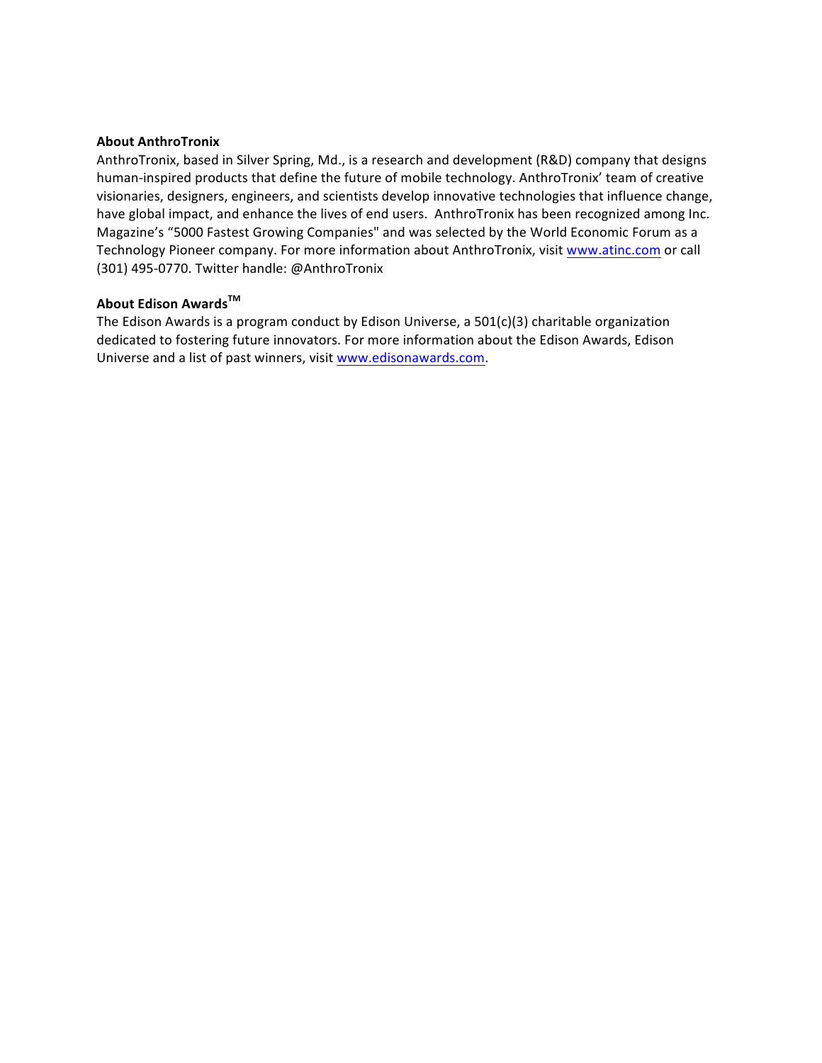**About AnthroTronix**

AnthroTronix, based in Silver Spring, Md., is a research and development (R&D) company that designs human-inspired products that define the future of mobile technology. AnthroTronix' team of creative visionaries, designers, engineers, and scientists develop innovative technologies that influence change, have global impact, and enhance the lives of end users. AnthroTronix has been recognized among Inc. Magazine's "5000 Fastest Growing Companies" and was selected by the World Economic Forum as a Technology Pioneer company. For more information about AnthroTronix, visit www.atinc.com or call (301) 495-0770. Twitter handle: @AnthroTronix

**About Edison Awards™**

The Edison Awards is a program conduct by Edison Universe, a 501(c)(3) charitable organization dedicated to fostering future innovators. For more information about the Edison Awards, Edison Universe and a list of past winners, visit www.edisonawards.com.